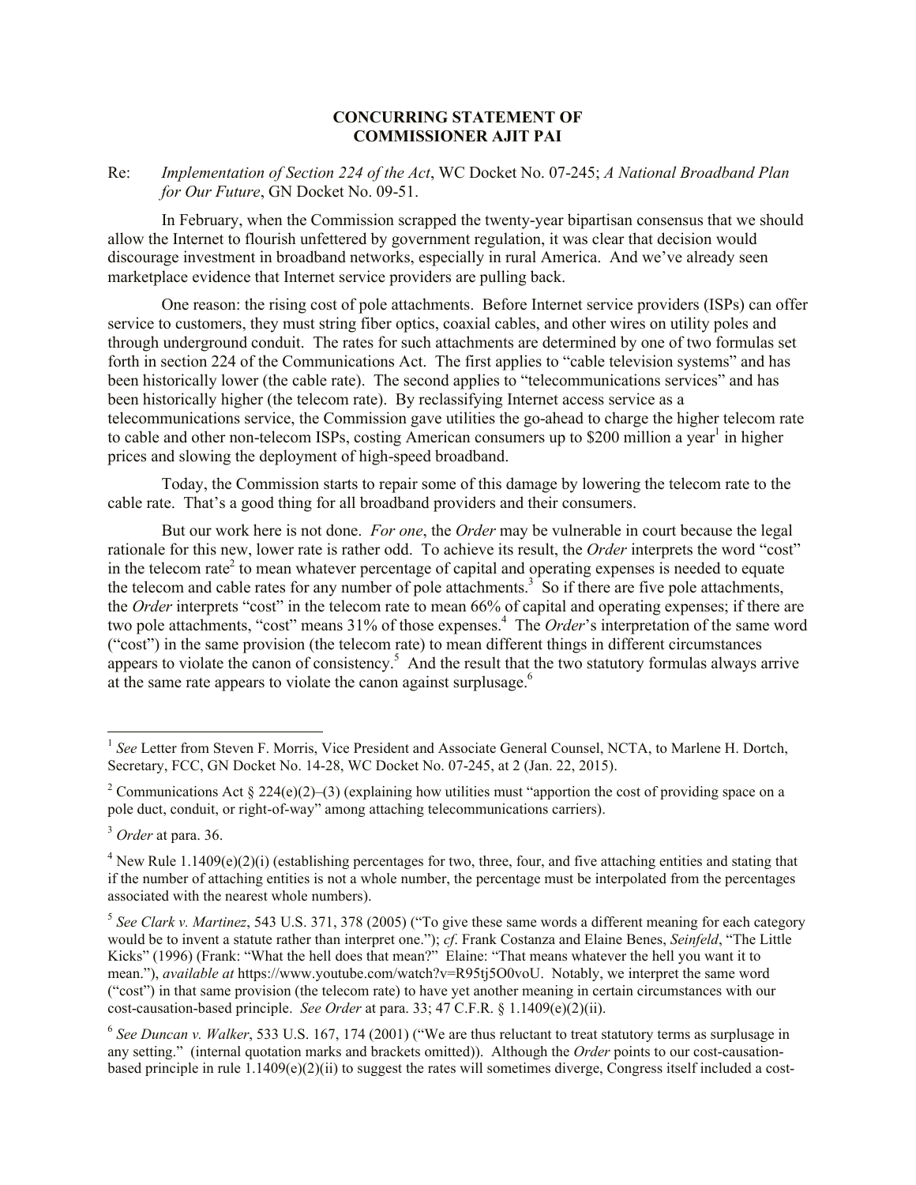**CONCURRING STATEMENT OF**
**COMMISSIONER AJIT PAI**

Re: *Implementation of Section 224 of the Act*, WC Docket No. 07-245; *A National Broadband Plan for Our Future*, GN Docket No. 09-51.

In February, when the Commission scrapped the twenty-year bipartisan consensus that we should allow the Internet to flourish unfettered by government regulation, it was clear that decision would discourage investment in broadband networks, especially in rural America. And we've already seen marketplace evidence that Internet service providers are pulling back.

One reason: the rising cost of pole attachments. Before Internet service providers (ISPs) can offer service to customers, they must string fiber optics, coaxial cables, and other wires on utility poles and through underground conduit. The rates for such attachments are determined by one of two formulas set forth in section 224 of the Communications Act. The first applies to "cable television systems" and has been historically lower (the cable rate). The second applies to "telecommunications services" and has been historically higher (the telecom rate). By reclassifying Internet access service as a telecommunications service, the Commission gave utilities the go-ahead to charge the higher telecom rate to cable and other non-telecom ISPs, costing American consumers up to $200 million a year[1] in higher prices and slowing the deployment of high-speed broadband.

Today, the Commission starts to repair some of this damage by lowering the telecom rate to the cable rate. That's a good thing for all broadband providers and their consumers.

But our work here is not done. *For one*, the *Order* may be vulnerable in court because the legal rationale for this new, lower rate is rather odd. To achieve its result, the *Order* interprets the word "cost" in the telecom rate[2] to mean whatever percentage of capital and operating expenses is needed to equate the telecom and cable rates for any number of pole attachments.[3] So if there are five pole attachments, the *Order* interprets "cost" in the telecom rate to mean 66% of capital and operating expenses; if there are two pole attachments, "cost" means 31% of those expenses.[4] The *Order*'s interpretation of the same word ("cost") in the same provision (the telecom rate) to mean different things in different circumstances appears to violate the canon of consistency.[5] And the result that the two statutory formulas always arrive at the same rate appears to violate the canon against surplusage.[6]

---

[1] *See* Letter from Steven F. Morris, Vice President and Associate General Counsel, NCTA, to Marlene H. Dortch, Secretary, FCC, GN Docket No. 14-28, WC Docket No. 07-245, at 2 (Jan. 22, 2015).

[2] Communications Act § 224(e)(2)–(3) (explaining how utilities must "apportion the cost of providing space on a pole duct, conduit, or right-of-way" among attaching telecommunications carriers).

[3] *Order* at para. 36.

[4] New Rule 1.1409(e)(2)(i) (establishing percentages for two, three, four, and five attaching entities and stating that if the number of attaching entities is not a whole number, the percentage must be interpolated from the percentages associated with the nearest whole numbers).

[5] *See Clark v. Martinez*, 543 U.S. 371, 378 (2005) ("To give these same words a different meaning for each category would be to invent a statute rather than interpret one."); *cf*. Frank Costanza and Elaine Benes, *Seinfeld*, "The Little Kicks" (1996) (Frank: "What the hell does that mean?" Elaine: "That means whatever the hell you want it to mean."), *available at* https://www.youtube.com/watch?v=R95tj5O0voU. Notably, we interpret the same word ("cost") in that same provision (the telecom rate) to have yet another meaning in certain circumstances with our cost-causation-based principle. *See Order* at para. 33; 47 C.F.R. § 1.1409(e)(2)(ii).

[6] *See Duncan v. Walker*, 533 U.S. 167, 174 (2001) ("We are thus reluctant to treat statutory terms as surplusage in any setting." (internal quotation marks and brackets omitted)). Although the *Order* points to our cost-causation-based principle in rule 1.1409(e)(2)(ii) to suggest the rates will sometimes diverge, Congress itself included a cost-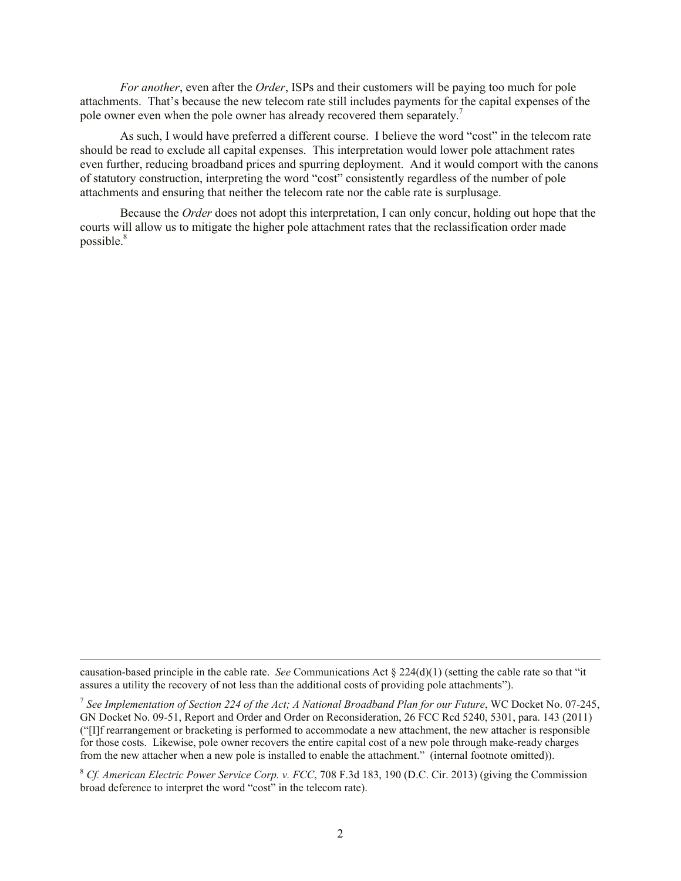*For another*, even after the *Order*, ISPs and their customers will be paying too much for pole attachments. That's because the new telecom rate still includes payments for the capital expenses of the pole owner even when the pole owner has already recovered them separately.[7]

As such, I would have preferred a different course. I believe the word "cost" in the telecom rate should be read to exclude all capital expenses. This interpretation would lower pole attachment rates even further, reducing broadband prices and spurring deployment. And it would comport with the canons of statutory construction, interpreting the word "cost" consistently regardless of the number of pole attachments and ensuring that neither the telecom rate nor the cable rate is surplusage.

Because the *Order* does not adopt this interpretation, I can only concur, holding out hope that the courts will allow us to mitigate the higher pole attachment rates that the reclassification order made possible.[8]

---

causation-based principle in the cable rate. *See* Communications Act § 224(d)(1) (setting the cable rate so that "it assures a utility the recovery of not less than the additional costs of providing pole attachments").

[7] *See Implementation of Section 224 of the Act; A National Broadband Plan for our Future*, WC Docket No. 07-245, GN Docket No. 09-51, Report and Order and Order on Reconsideration, 26 FCC Rcd 5240, 5301, para. 143 (2011) ("[I]f rearrangement or bracketing is performed to accommodate a new attachment, the new attacher is responsible for those costs. Likewise, pole owner recovers the entire capital cost of a new pole through make-ready charges from the new attacher when a new pole is installed to enable the attachment." (internal footnote omitted)).

[8] *Cf. American Electric Power Service Corp. v. FCC*, 708 F.3d 183, 190 (D.C. Cir. 2013) (giving the Commission broad deference to interpret the word "cost" in the telecom rate).